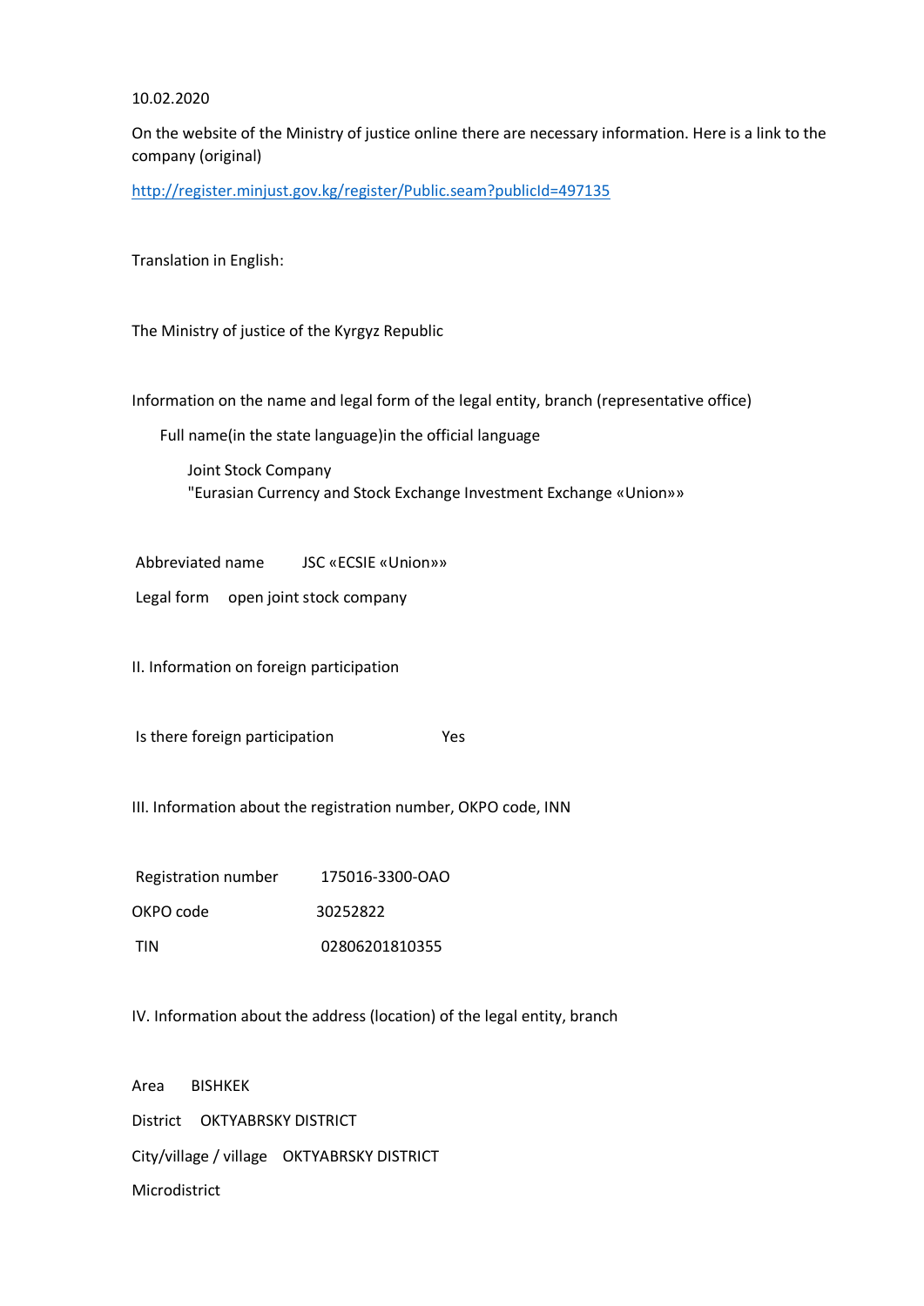10.02.2020

On the website of the Ministry of justice online there are necessary information. Here is a link to the company (original)

http://register.minjust.gov.kg/register/Public.seam?publicId=497135

Translation in English:

The Ministry of justice of the Kyrgyz Republic

Information on the name and legal form of the legal entity, branch (representative office)

Full name(in the state language)in the official language

Joint Stock Company
"Eurasian Currency and Stock Exchange Investment Exchange «Union»»

Abbreviated name JSC «ECSIE «Union»»

Legal form open joint stock company

II. Information on foreign participation

Is there foreign participation Yes

III. Information about the registration number, OKPO code, INN

| | |
|---|---|
| Registration number | 175016-3300-OAO |
| OKPO code | 30252822 |
| TIN | 02806201810355 |

IV. Information about the address (location) of the legal entity, branch

Area BISHKEK

District OKTYABRSKY DISTRICT

City/village / village OKTYABRSKY DISTRICT

Microdistrict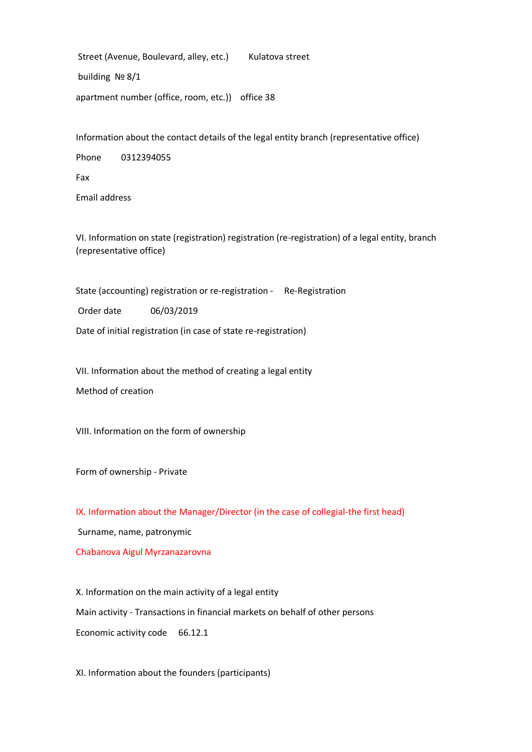Street (Avenue, Boulevard, alley, etc.) Kulatova street

building № 8/1

apartment number (office, room, etc.)) office 38

Information about the contact details of the legal entity branch (representative office)

Phone 0312394055

Fax

Email address

VI. Information on state (registration) registration (re-registration) of a legal entity, branch (representative office)

State (accounting) registration or re-registration - Re-Registration

Order date 06/03/2019

Date of initial registration (in case of state re-registration)

VII. Information about the method of creating a legal entity

Method of creation

VIII. Information on the form of ownership

Form of ownership - Private

IX. Information about the Manager/Director (in the case of collegial-the first head)

Surname, name, patronymic

Chabanova Aigul Myrzanazarovna

X. Information on the main activity of a legal entity

Main activity - Transactions in financial markets on behalf of other persons

Economic activity code 66.12.1

XI. Information about the founders (participants)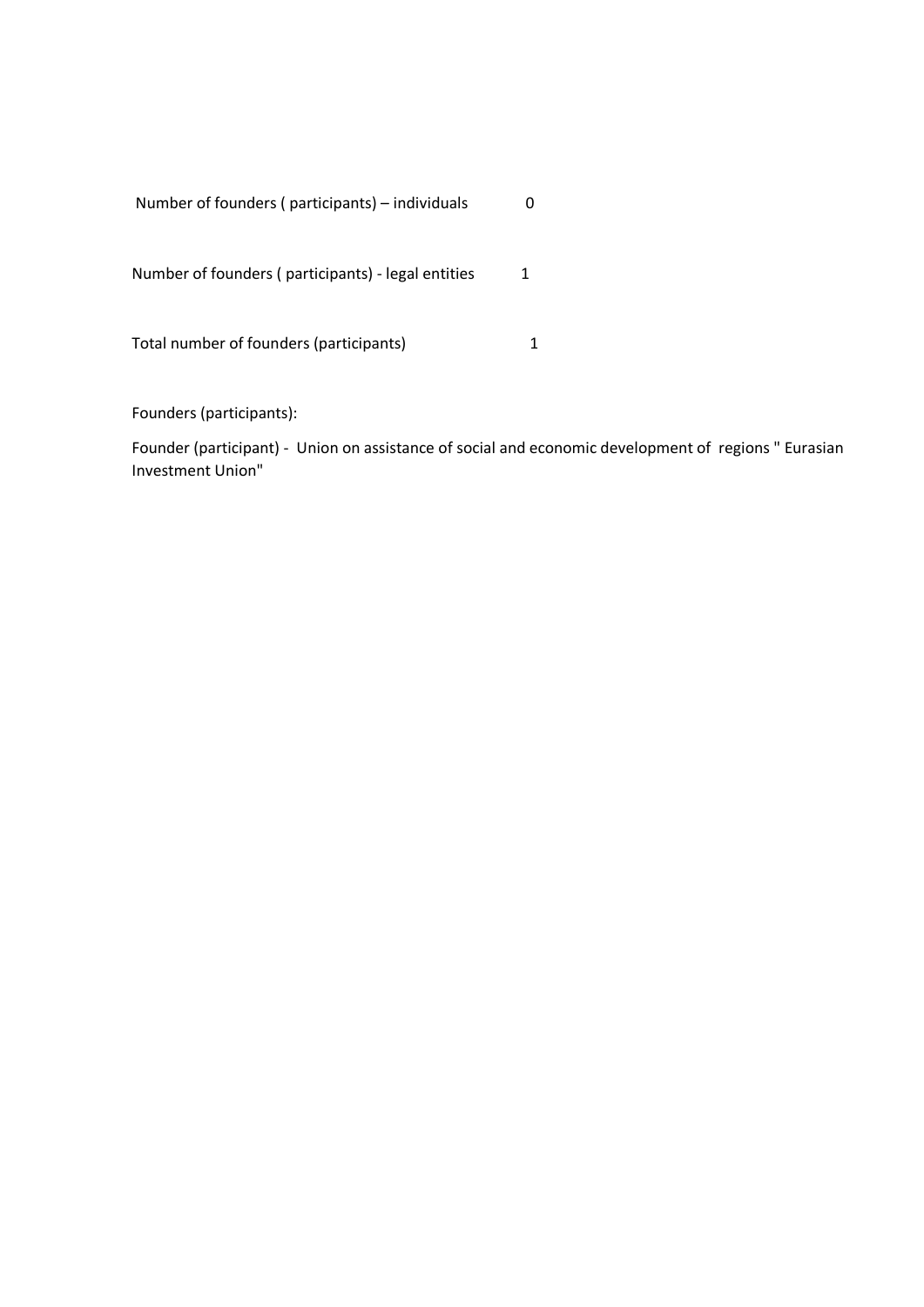| | |
|---|---|
| Number of founders ( participants) – individuals | 0 |
| Number of founders ( participants) - legal entities | 1 |
| Total number of founders (participants) | 1 |

Founders (participants):

Founder (participant) - Union on assistance of social and economic development of regions " Eurasian Investment Union"